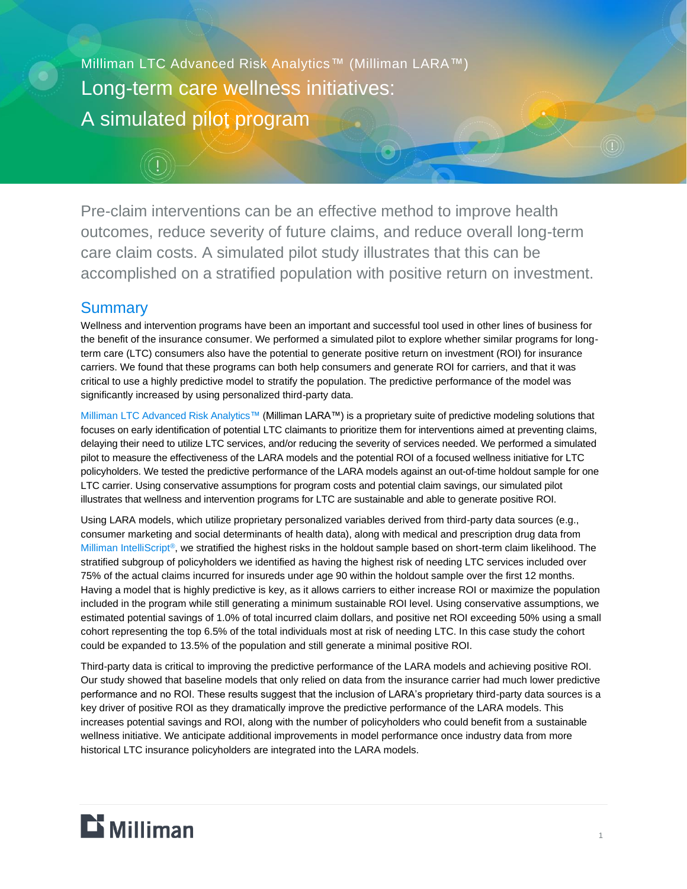Milliman LTC Advanced Risk Analytics™ (Milliman LARA™)

# Long-term care wellness initiatives: A simulated pilot program

Pre-claim interventions can be an effective method to improve health outcomes, reduce severity of future claims, and reduce overall long-term care claim costs. A simulated pilot study illustrates that this can be accomplished on a stratified population with positive return on investment.

## Summary

Wellness and intervention programs have been an important and successful tool used in other lines of business for the benefit of the insurance consumer. We performed a simulated pilot to explore whether similar programs for long-term care (LTC) consumers also have the potential to generate positive return on investment (ROI) for insurance carriers. We found that these programs can both help consumers and generate ROI for carriers, and that it was critical to use a highly predictive model to stratify the population. The predictive performance of the model was significantly increased by using personalized third-party data.

Milliman LTC Advanced Risk Analytics™ (Milliman LARA™) is a proprietary suite of predictive modeling solutions that focuses on early identification of potential LTC claimants to prioritize them for interventions aimed at preventing claims, delaying their need to utilize LTC services, and/or reducing the severity of services needed. We performed a simulated pilot to measure the effectiveness of the LARA models and the potential ROI of a focused wellness initiative for LTC policyholders. We tested the predictive performance of the LARA models against an out-of-time holdout sample for one LTC carrier. Using conservative assumptions for program costs and potential claim savings, our simulated pilot illustrates that wellness and intervention programs for LTC are sustainable and able to generate positive ROI.

Using LARA models, which utilize proprietary personalized variables derived from third-party data sources (e.g., consumer marketing and social determinants of health data), along with medical and prescription drug data from Milliman IntelliScript®, we stratified the highest risks in the holdout sample based on short-term claim likelihood. The stratified subgroup of policyholders we identified as having the highest risk of needing LTC services included over 75% of the actual claims incurred for insureds under age 90 within the holdout sample over the first 12 months. Having a model that is highly predictive is key, as it allows carriers to either increase ROI or maximize the population included in the program while still generating a minimum sustainable ROI level. Using conservative assumptions, we estimated potential savings of 1.0% of total incurred claim dollars, and positive net ROI exceeding 50% using a small cohort representing the top 6.5% of the total individuals most at risk of needing LTC. In this case study the cohort could be expanded to 13.5% of the population and still generate a minimal positive ROI.

Third-party data is critical to improving the predictive performance of the LARA models and achieving positive ROI. Our study showed that baseline models that only relied on data from the insurance carrier had much lower predictive performance and no ROI. These results suggest that the inclusion of LARA's proprietary third-party data sources is a key driver of positive ROI as they dramatically improve the predictive performance of the LARA models. This increases potential savings and ROI, along with the number of policyholders who could benefit from a sustainable wellness initiative. We anticipate additional improvements in model performance once industry data from more historical LTC insurance policyholders are integrated into the LARA models.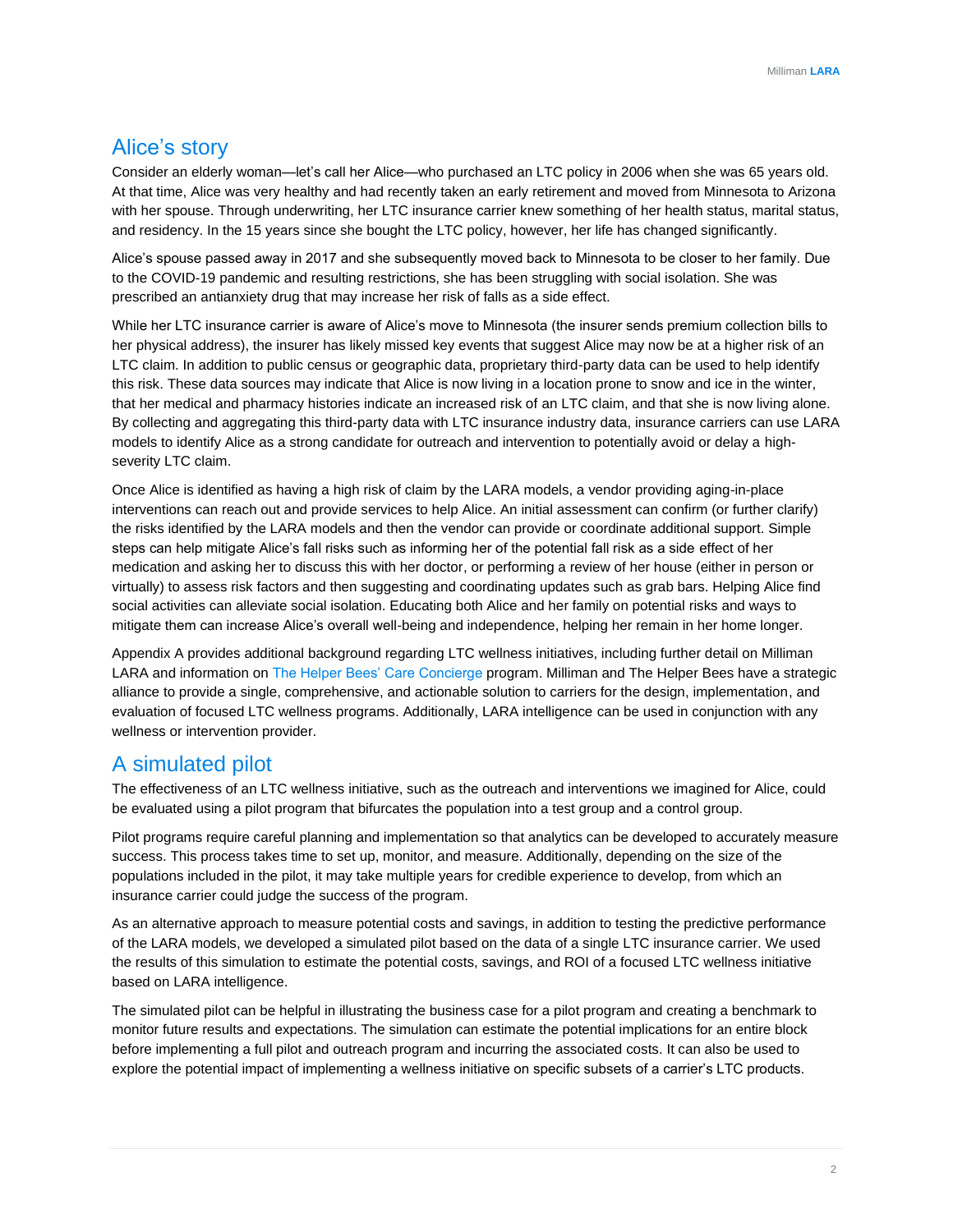## Alice's story

Consider an elderly woman—let's call her Alice—who purchased an LTC policy in 2006 when she was 65 years old. At that time, Alice was very healthy and had recently taken an early retirement and moved from Minnesota to Arizona with her spouse. Through underwriting, her LTC insurance carrier knew something of her health status, marital status, and residency. In the 15 years since she bought the LTC policy, however, her life has changed significantly.

Alice's spouse passed away in 2017 and she subsequently moved back to Minnesota to be closer to her family. Due to the COVID-19 pandemic and resulting restrictions, she has been struggling with social isolation. She was prescribed an antianxiety drug that may increase her risk of falls as a side effect.

While her LTC insurance carrier is aware of Alice's move to Minnesota (the insurer sends premium collection bills to her physical address), the insurer has likely missed key events that suggest Alice may now be at a higher risk of an LTC claim. In addition to public census or geographic data, proprietary third-party data can be used to help identify this risk. These data sources may indicate that Alice is now living in a location prone to snow and ice in the winter, that her medical and pharmacy histories indicate an increased risk of an LTC claim, and that she is now living alone. By collecting and aggregating this third-party data with LTC insurance industry data, insurance carriers can use LARA models to identify Alice as a strong candidate for outreach and intervention to potentially avoid or delay a high-severity LTC claim.

Once Alice is identified as having a high risk of claim by the LARA models, a vendor providing aging-in-place interventions can reach out and provide services to help Alice. An initial assessment can confirm (or further clarify) the risks identified by the LARA models and then the vendor can provide or coordinate additional support. Simple steps can help mitigate Alice's fall risks such as informing her of the potential fall risk as a side effect of her medication and asking her to discuss this with her doctor, or performing a review of her house (either in person or virtually) to assess risk factors and then suggesting and coordinating updates such as grab bars. Helping Alice find social activities can alleviate social isolation. Educating both Alice and her family on potential risks and ways to mitigate them can increase Alice's overall well-being and independence, helping her remain in her home longer.

Appendix A provides additional background regarding LTC wellness initiatives, including further detail on Milliman LARA and information on The Helper Bees' Care Concierge program. Milliman and The Helper Bees have a strategic alliance to provide a single, comprehensive, and actionable solution to carriers for the design, implementation, and evaluation of focused LTC wellness programs. Additionally, LARA intelligence can be used in conjunction with any wellness or intervention provider.

## A simulated pilot

The effectiveness of an LTC wellness initiative, such as the outreach and interventions we imagined for Alice, could be evaluated using a pilot program that bifurcates the population into a test group and a control group.

Pilot programs require careful planning and implementation so that analytics can be developed to accurately measure success. This process takes time to set up, monitor, and measure. Additionally, depending on the size of the populations included in the pilot, it may take multiple years for credible experience to develop, from which an insurance carrier could judge the success of the program.

As an alternative approach to measure potential costs and savings, in addition to testing the predictive performance of the LARA models, we developed a simulated pilot based on the data of a single LTC insurance carrier. We used the results of this simulation to estimate the potential costs, savings, and ROI of a focused LTC wellness initiative based on LARA intelligence.

The simulated pilot can be helpful in illustrating the business case for a pilot program and creating a benchmark to monitor future results and expectations. The simulation can estimate the potential implications for an entire block before implementing a full pilot and outreach program and incurring the associated costs. It can also be used to explore the potential impact of implementing a wellness initiative on specific subsets of a carrier's LTC products.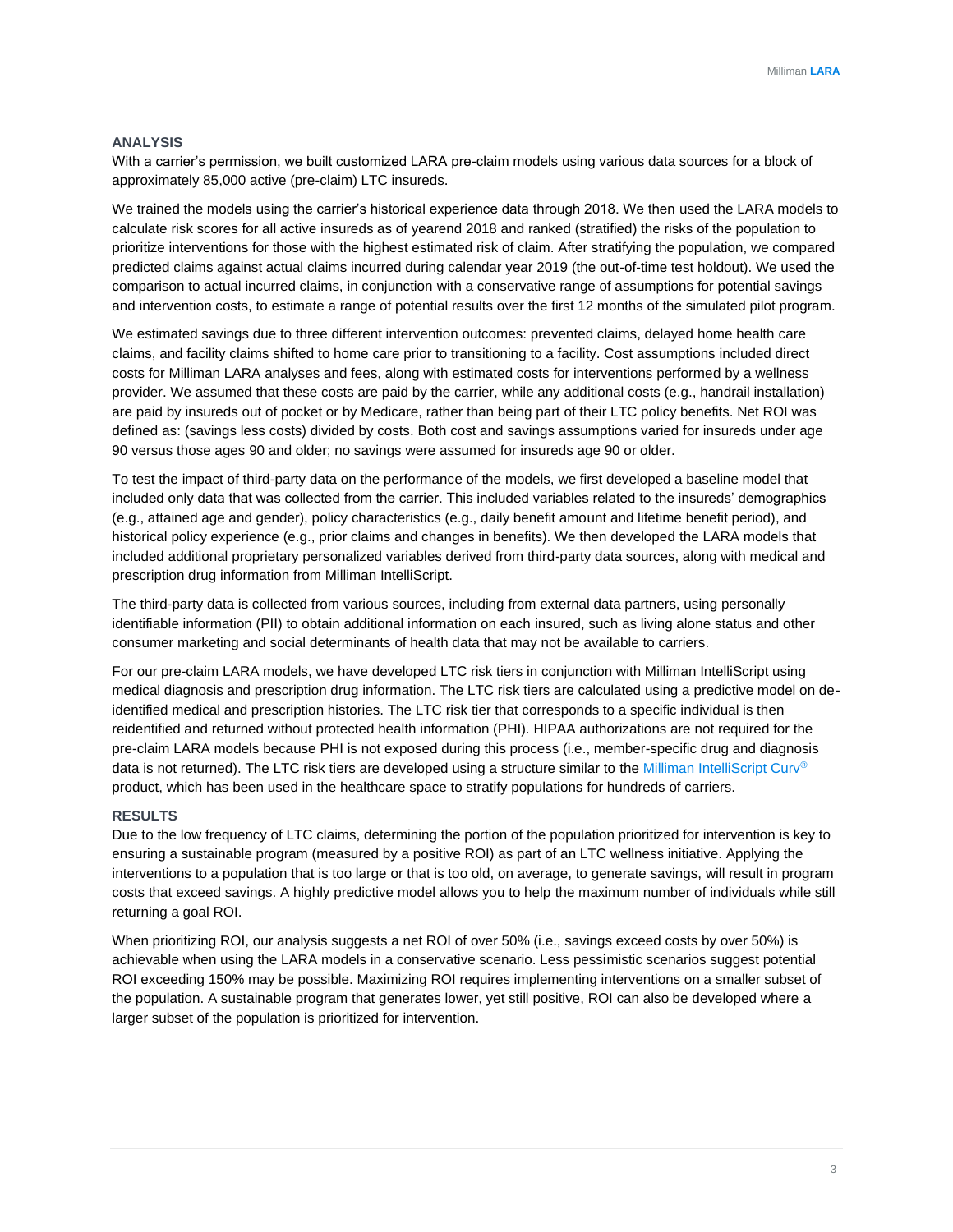## ANALYSIS

With a carrier's permission, we built customized LARA pre-claim models using various data sources for a block of approximately 85,000 active (pre-claim) LTC insureds.

We trained the models using the carrier's historical experience data through 2018. We then used the LARA models to calculate risk scores for all active insureds as of yearend 2018 and ranked (stratified) the risks of the population to prioritize interventions for those with the highest estimated risk of claim. After stratifying the population, we compared predicted claims against actual claims incurred during calendar year 2019 (the out-of-time test holdout). We used the comparison to actual incurred claims, in conjunction with a conservative range of assumptions for potential savings and intervention costs, to estimate a range of potential results over the first 12 months of the simulated pilot program.

We estimated savings due to three different intervention outcomes: prevented claims, delayed home health care claims, and facility claims shifted to home care prior to transitioning to a facility. Cost assumptions included direct costs for Milliman LARA analyses and fees, along with estimated costs for interventions performed by a wellness provider. We assumed that these costs are paid by the carrier, while any additional costs (e.g., handrail installation) are paid by insureds out of pocket or by Medicare, rather than being part of their LTC policy benefits. Net ROI was defined as: (savings less costs) divided by costs. Both cost and savings assumptions varied for insureds under age 90 versus those ages 90 and older; no savings were assumed for insureds age 90 or older.

To test the impact of third-party data on the performance of the models, we first developed a baseline model that included only data that was collected from the carrier. This included variables related to the insureds' demographics (e.g., attained age and gender), policy characteristics (e.g., daily benefit amount and lifetime benefit period), and historical policy experience (e.g., prior claims and changes in benefits). We then developed the LARA models that included additional proprietary personalized variables derived from third-party data sources, along with medical and prescription drug information from Milliman IntelliScript.

The third-party data is collected from various sources, including from external data partners, using personally identifiable information (PII) to obtain additional information on each insured, such as living alone status and other consumer marketing and social determinants of health data that may not be available to carriers.

For our pre-claim LARA models, we have developed LTC risk tiers in conjunction with Milliman IntelliScript using medical diagnosis and prescription drug information. The LTC risk tiers are calculated using a predictive model on de-identified medical and prescription histories. The LTC risk tier that corresponds to a specific individual is then reidentified and returned without protected health information (PHI). HIPAA authorizations are not required for the pre-claim LARA models because PHI is not exposed during this process (i.e., member-specific drug and diagnosis data is not returned). The LTC risk tiers are developed using a structure similar to the Milliman IntelliScript Curv® product, which has been used in the healthcare space to stratify populations for hundreds of carriers.

## RESULTS

Due to the low frequency of LTC claims, determining the portion of the population prioritized for intervention is key to ensuring a sustainable program (measured by a positive ROI) as part of an LTC wellness initiative. Applying the interventions to a population that is too large or that is too old, on average, to generate savings, will result in program costs that exceed savings. A highly predictive model allows you to help the maximum number of individuals while still returning a goal ROI.

When prioritizing ROI, our analysis suggests a net ROI of over 50% (i.e., savings exceed costs by over 50%) is achievable when using the LARA models in a conservative scenario. Less pessimistic scenarios suggest potential ROI exceeding 150% may be possible. Maximizing ROI requires implementing interventions on a smaller subset of the population. A sustainable program that generates lower, yet still positive, ROI can also be developed where a larger subset of the population is prioritized for intervention.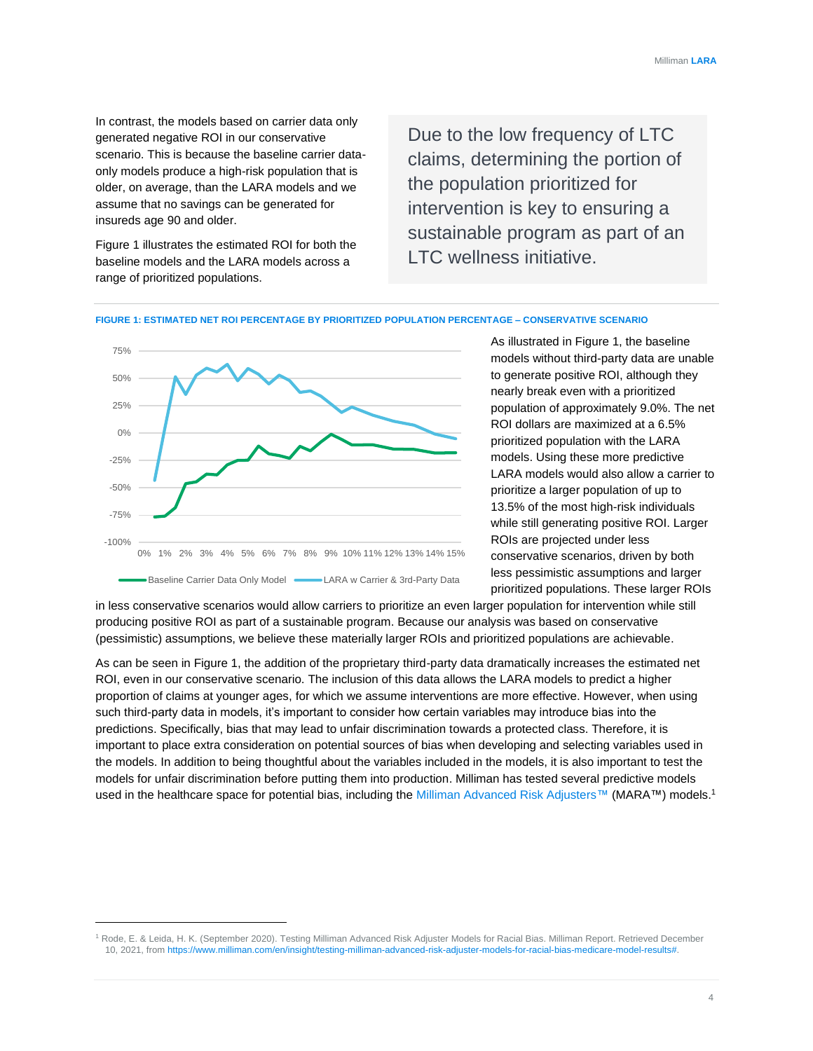In contrast, the models based on carrier data only generated negative ROI in our conservative scenario. This is because the baseline carrier data-only models produce a high-risk population that is older, on average, than the LARA models and we assume that no savings can be generated for insureds age 90 and older.

Figure 1 illustrates the estimated ROI for both the baseline models and the LARA models across a range of prioritized populations.

> Due to the low frequency of LTC claims, determining the portion of the population prioritized for intervention is key to ensuring a sustainable program as part of an LTC wellness initiative.

**FIGURE 1: ESTIMATED NET ROI PERCENTAGE BY PRIORITIZED POPULATION PERCENTAGE – CONSERVATIVE SCENARIO**

As illustrated in Figure 1, the baseline models without third-party data are unable to generate positive ROI, although they nearly break even with a prioritized population of approximately 9.0%. The net ROI dollars are maximized at a 6.5% prioritized population with the LARA models. Using these more predictive LARA models would also allow a carrier to prioritize a larger population of up to 13.5% of the most high-risk individuals while still generating positive ROI. Larger ROIs are projected under less conservative scenarios, driven by both less pessimistic assumptions and larger prioritized populations. These larger ROIs in less conservative scenarios would allow carriers to prioritize an even larger population for intervention while still producing positive ROI as part of a sustainable program. Because our analysis was based on conservative (pessimistic) assumptions, we believe these materially larger ROIs and prioritized populations are achievable.

As can be seen in Figure 1, the addition of the proprietary third-party data dramatically increases the estimated net ROI, even in our conservative scenario. The inclusion of this data allows the LARA models to predict a higher proportion of claims at younger ages, for which we assume interventions are more effective. However, when using such third-party data in models, it's important to consider how certain variables may introduce bias into the predictions. Specifically, bias that may lead to unfair discrimination towards a protected class. Therefore, it is important to place extra consideration on potential sources of bias when developing and selecting variables used in the models. In addition to being thoughtful about the variables included in the models, it is also important to test the models for unfair discrimination before putting them into production. Milliman has tested several predictive models used in the healthcare space for potential bias, including the Milliman Advanced Risk Adjusters™ (MARA™) models.[1]

---

[1] Rode, E. & Leida, H. K. (September 2020). Testing Milliman Advanced Risk Adjuster Models for Racial Bias. Milliman Report. Retrieved December 10, 2021, from https://www.milliman.com/en/insight/testing-milliman-advanced-risk-adjuster-models-for-racial-bias-medicare-model-results#.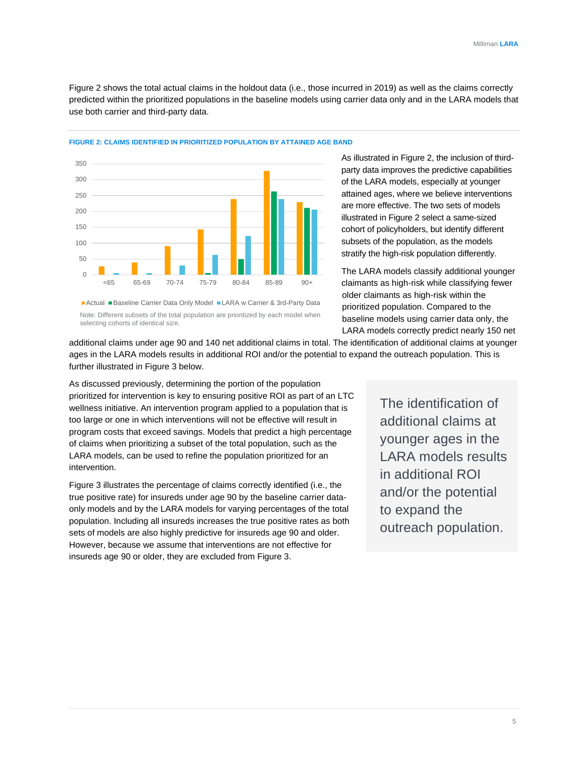Figure 2 shows the total actual claims in the holdout data (i.e., those incurred in 2019) as well as the claims correctly predicted within the prioritized populations in the baseline models using carrier data only and in the LARA models that use both carrier and third-party data.

**FIGURE 2: CLAIMS IDENTIFIED IN PRIORITIZED POPULATION BY ATTAINED AGE BAND**

Actual | Baseline Carrier Data Only Model | LARA w Carrier & 3rd-Party Data

Note: Different subsets of the total population are prioritized by each model when selecting cohorts of identical size.

As illustrated in Figure 2, the inclusion of third-party data improves the predictive capabilities of the LARA models, especially at younger attained ages, where we believe interventions are more effective. The two sets of models illustrated in Figure 2 select a same-sized cohort of policyholders, but identify different subsets of the population, as the models stratify the high-risk population differently.

The LARA models classify additional younger claimants as high-risk while classifying fewer older claimants as high-risk within the prioritized population. Compared to the baseline models using carrier data only, the LARA models correctly predict nearly 150 net additional claims under age 90 and 140 net additional claims in total. The identification of additional claims at younger ages in the LARA models results in additional ROI and/or the potential to expand the outreach population. This is further illustrated in Figure 3 below.

As discussed previously, determining the portion of the population prioritized for intervention is key to ensuring positive ROI as part of an LTC wellness initiative. An intervention program applied to a population that is too large or one in which interventions will not be effective will result in program costs that exceed savings. Models that predict a high percentage of claims when prioritizing a subset of the total population, such as the LARA models, can be used to refine the population prioritized for an intervention.

> The identification of additional claims at younger ages in the LARA models results in additional ROI and/or the potential to expand the outreach population.

Figure 3 illustrates the percentage of claims correctly identified (i.e., the true positive rate) for insureds under age 90 by the baseline carrier data-only models and by the LARA models for varying percentages of the total population. Including all insureds increases the true positive rates as both sets of models are also highly predictive for insureds age 90 and older. However, because we assume that interventions are not effective for insureds age 90 or older, they are excluded from Figure 3.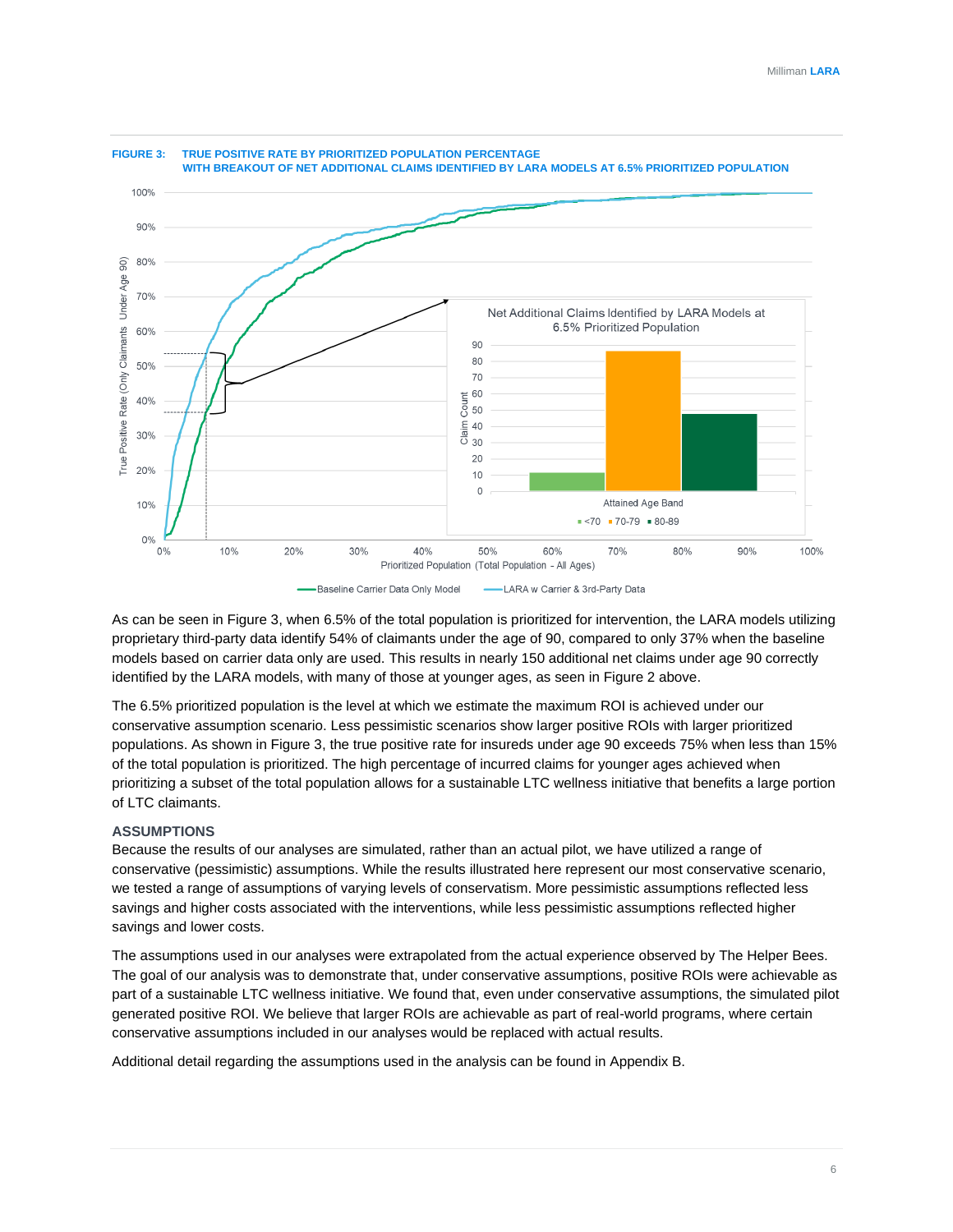FIGURE 3: TRUE POSITIVE RATE BY PRIORITIZED POPULATION PERCENTAGE WITH BREAKOUT OF NET ADDITIONAL CLAIMS IDENTIFIED BY LARA MODELS AT 6.5% PRIORITIZED POPULATION

As can be seen in Figure 3, when 6.5% of the total population is prioritized for intervention, the LARA models utilizing proprietary third-party data identify 54% of claimants under the age of 90, compared to only 37% when the baseline models based on carrier data only are used. This results in nearly 150 additional net claims under age 90 correctly identified by the LARA models, with many of those at younger ages, as seen in Figure 2 above.

The 6.5% prioritized population is the level at which we estimate the maximum ROI is achieved under our conservative assumption scenario. Less pessimistic scenarios show larger positive ROIs with larger prioritized populations. As shown in Figure 3, the true positive rate for insureds under age 90 exceeds 75% when less than 15% of the total population is prioritized. The high percentage of incurred claims for younger ages achieved when prioritizing a subset of the total population allows for a sustainable LTC wellness initiative that benefits a large portion of LTC claimants.

### ASSUMPTIONS

Because the results of our analyses are simulated, rather than an actual pilot, we have utilized a range of conservative (pessimistic) assumptions. While the results illustrated here represent our most conservative scenario, we tested a range of assumptions of varying levels of conservatism. More pessimistic assumptions reflected less savings and higher costs associated with the interventions, while less pessimistic assumptions reflected higher savings and lower costs.

The assumptions used in our analyses were extrapolated from the actual experience observed by The Helper Bees. The goal of our analysis was to demonstrate that, under conservative assumptions, positive ROIs were achievable as part of a sustainable LTC wellness initiative. We found that, even under conservative assumptions, the simulated pilot generated positive ROI. We believe that larger ROIs are achievable as part of real-world programs, where certain conservative assumptions included in our analyses would be replaced with actual results.

Additional detail regarding the assumptions used in the analysis can be found in Appendix B.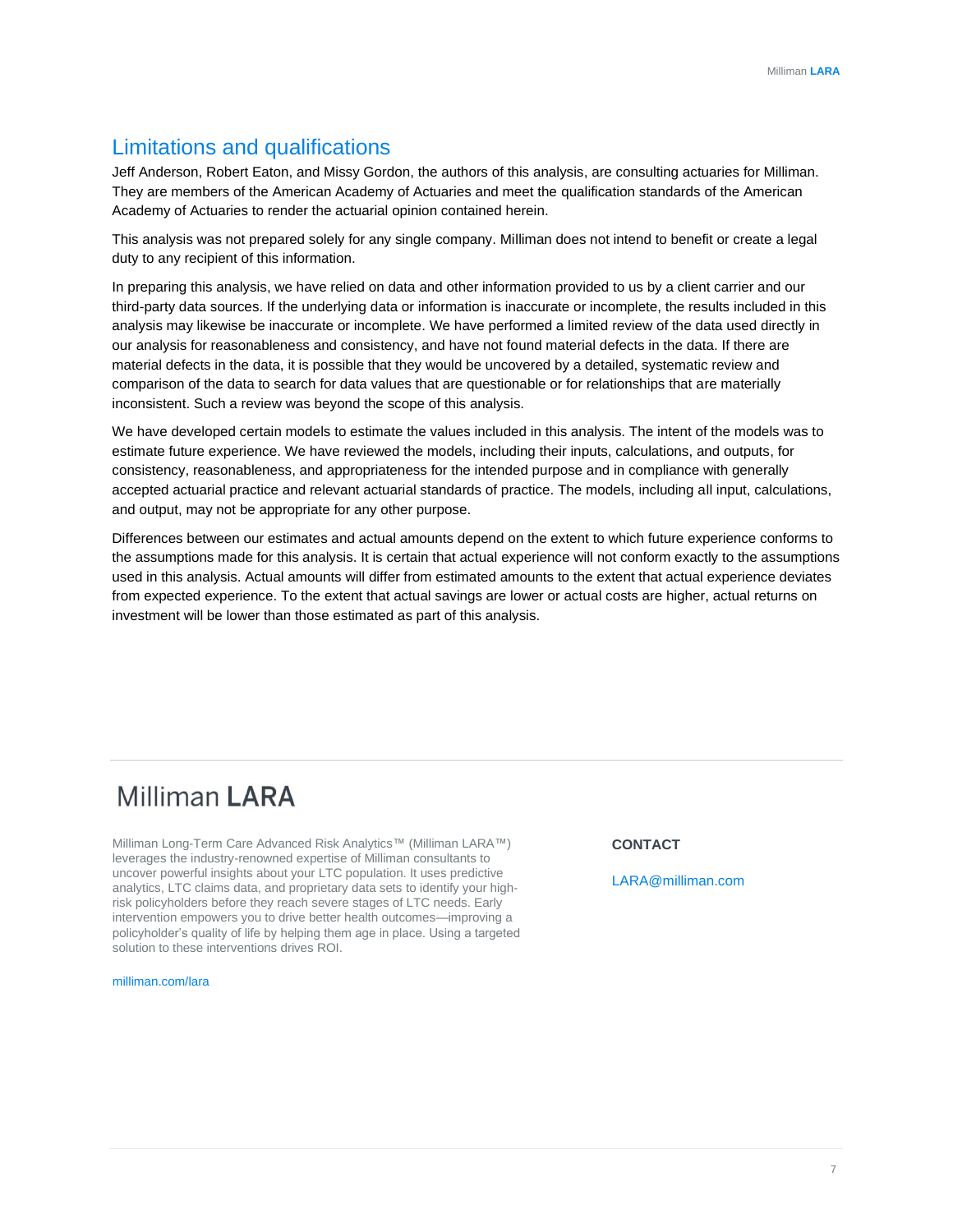## Limitations and qualifications

Jeff Anderson, Robert Eaton, and Missy Gordon, the authors of this analysis, are consulting actuaries for Milliman. They are members of the American Academy of Actuaries and meet the qualification standards of the American Academy of Actuaries to render the actuarial opinion contained herein.

This analysis was not prepared solely for any single company. Milliman does not intend to benefit or create a legal duty to any recipient of this information.

In preparing this analysis, we have relied on data and other information provided to us by a client carrier and our third-party data sources. If the underlying data or information is inaccurate or incomplete, the results included in this analysis may likewise be inaccurate or incomplete. We have performed a limited review of the data used directly in our analysis for reasonableness and consistency, and have not found material defects in the data. If there are material defects in the data, it is possible that they would be uncovered by a detailed, systematic review and comparison of the data to search for data values that are questionable or for relationships that are materially inconsistent. Such a review was beyond the scope of this analysis.

We have developed certain models to estimate the values included in this analysis. The intent of the models was to estimate future experience. We have reviewed the models, including their inputs, calculations, and outputs, for consistency, reasonableness, and appropriateness for the intended purpose and in compliance with generally accepted actuarial practice and relevant actuarial standards of practice. The models, including all input, calculations, and output, may not be appropriate for any other purpose.

Differences between our estimates and actual amounts depend on the extent to which future experience conforms to the assumptions made for this analysis. It is certain that actual experience will not conform exactly to the assumptions used in this analysis. Actual amounts will differ from estimated amounts to the extent that actual experience deviates from expected experience. To the extent that actual savings are lower or actual costs are higher, actual returns on investment will be lower than those estimated as part of this analysis.

---

# Milliman **LARA**

Milliman Long-Term Care Advanced Risk Analytics™ (Milliman LARA™) leverages the industry-renowned expertise of Milliman consultants to uncover powerful insights about your LTC population. It uses predictive analytics, LTC claims data, and proprietary data sets to identify your high-risk policyholders before they reach severe stages of LTC needs. Early intervention empowers you to drive better health outcomes—improving a policyholder's quality of life by helping them age in place. Using a targeted solution to these interventions drives ROI.

milliman.com/lara

**CONTACT**

LARA@milliman.com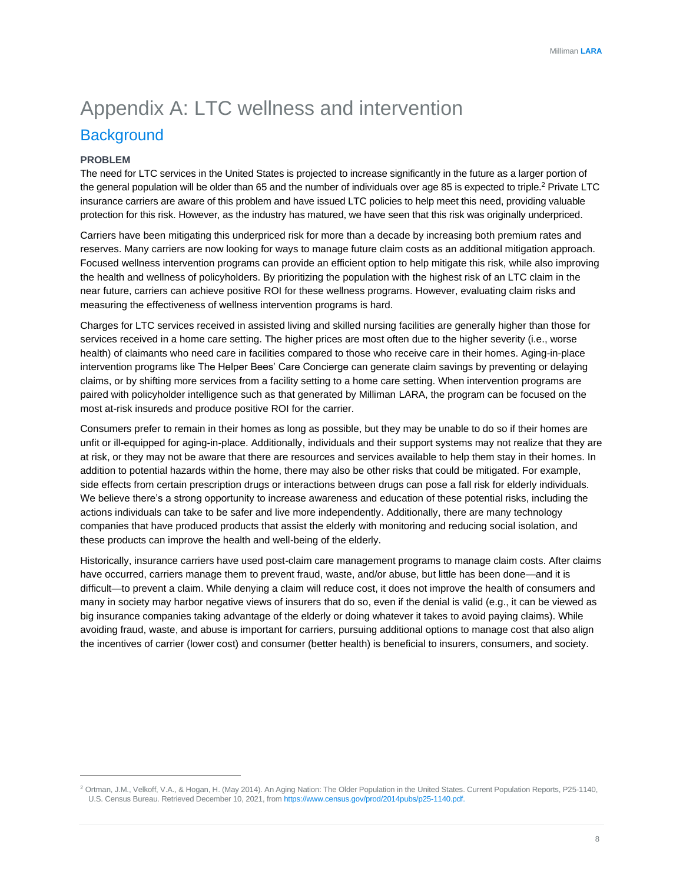# Appendix A: LTC wellness and intervention

## Background

**PROBLEM**

The need for LTC services in the United States is projected to increase significantly in the future as a larger portion of the general population will be older than 65 and the number of individuals over age 85 is expected to triple.[2] Private LTC insurance carriers are aware of this problem and have issued LTC policies to help meet this need, providing valuable protection for this risk. However, as the industry has matured, we have seen that this risk was originally underpriced.

Carriers have been mitigating this underpriced risk for more than a decade by increasing both premium rates and reserves. Many carriers are now looking for ways to manage future claim costs as an additional mitigation approach. Focused wellness intervention programs can provide an efficient option to help mitigate this risk, while also improving the health and wellness of policyholders. By prioritizing the population with the highest risk of an LTC claim in the near future, carriers can achieve positive ROI for these wellness programs. However, evaluating claim risks and measuring the effectiveness of wellness intervention programs is hard.

Charges for LTC services received in assisted living and skilled nursing facilities are generally higher than those for services received in a home care setting. The higher prices are most often due to the higher severity (i.e., worse health) of claimants who need care in facilities compared to those who receive care in their homes. Aging-in-place intervention programs like The Helper Bees' Care Concierge can generate claim savings by preventing or delaying claims, or by shifting more services from a facility setting to a home care setting. When intervention programs are paired with policyholder intelligence such as that generated by Milliman LARA, the program can be focused on the most at-risk insureds and produce positive ROI for the carrier.

Consumers prefer to remain in their homes as long as possible, but they may be unable to do so if their homes are unfit or ill-equipped for aging-in-place. Additionally, individuals and their support systems may not realize that they are at risk, or they may not be aware that there are resources and services available to help them stay in their homes. In addition to potential hazards within the home, there may also be other risks that could be mitigated. For example, side effects from certain prescription drugs or interactions between drugs can pose a fall risk for elderly individuals. We believe there's a strong opportunity to increase awareness and education of these potential risks, including the actions individuals can take to be safer and live more independently. Additionally, there are many technology companies that have produced products that assist the elderly with monitoring and reducing social isolation, and these products can improve the health and well-being of the elderly.

Historically, insurance carriers have used post-claim care management programs to manage claim costs. After claims have occurred, carriers manage them to prevent fraud, waste, and/or abuse, but little has been done—and it is difficult—to prevent a claim. While denying a claim will reduce cost, it does not improve the health of consumers and many in society may harbor negative views of insurers that do so, even if the denial is valid (e.g., it can be viewed as big insurance companies taking advantage of the elderly or doing whatever it takes to avoid paying claims). While avoiding fraud, waste, and abuse is important for carriers, pursuing additional options to manage cost that also align the incentives of carrier (lower cost) and consumer (better health) is beneficial to insurers, consumers, and society.

---

[2] Ortman, J.M., Velkoff, V.A., & Hogan, H. (May 2014). An Aging Nation: The Older Population in the United States. Current Population Reports, P25-1140, U.S. Census Bureau. Retrieved December 10, 2021, from https://www.census.gov/prod/2014pubs/p25-1140.pdf.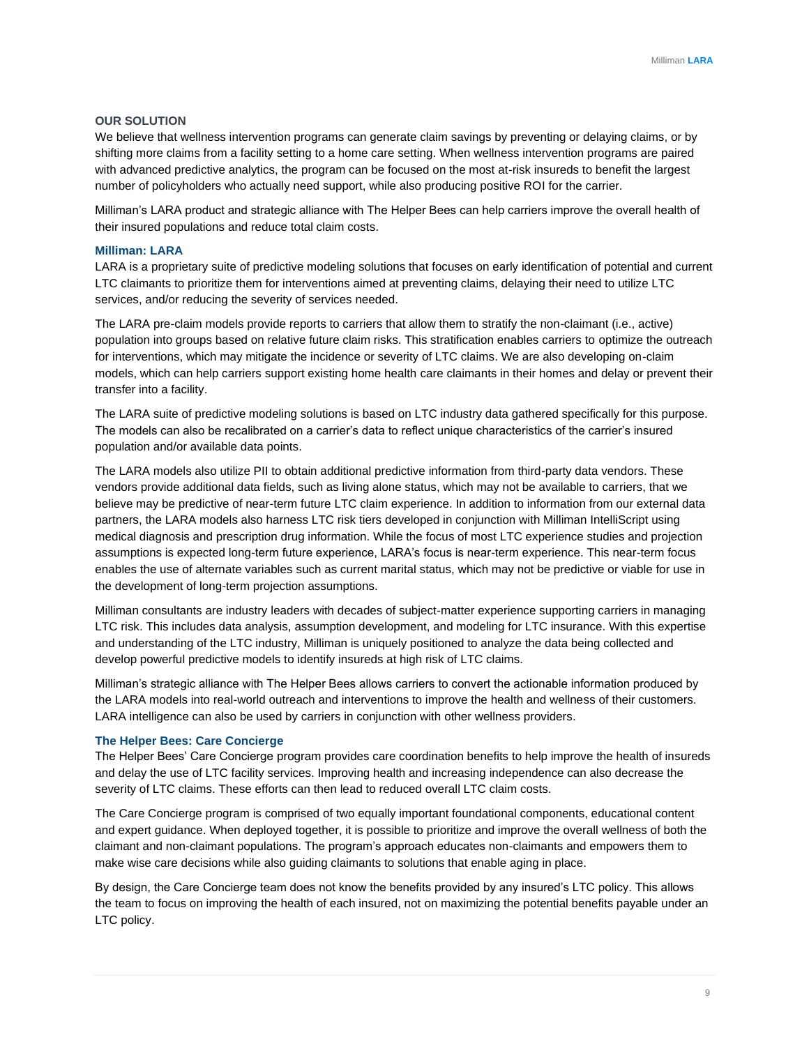## OUR SOLUTION

We believe that wellness intervention programs can generate claim savings by preventing or delaying claims, or by shifting more claims from a facility setting to a home care setting. When wellness intervention programs are paired with advanced predictive analytics, the program can be focused on the most at-risk insureds to benefit the largest number of policyholders who actually need support, while also producing positive ROI for the carrier.

Milliman's LARA product and strategic alliance with The Helper Bees can help carriers improve the overall health of their insured populations and reduce total claim costs.

### Milliman: LARA

LARA is a proprietary suite of predictive modeling solutions that focuses on early identification of potential and current LTC claimants to prioritize them for interventions aimed at preventing claims, delaying their need to utilize LTC services, and/or reducing the severity of services needed.

The LARA pre-claim models provide reports to carriers that allow them to stratify the non-claimant (i.e., active) population into groups based on relative future claim risks. This stratification enables carriers to optimize the outreach for interventions, which may mitigate the incidence or severity of LTC claims. We are also developing on-claim models, which can help carriers support existing home health care claimants in their homes and delay or prevent their transfer into a facility.

The LARA suite of predictive modeling solutions is based on LTC industry data gathered specifically for this purpose. The models can also be recalibrated on a carrier's data to reflect unique characteristics of the carrier's insured population and/or available data points.

The LARA models also utilize PII to obtain additional predictive information from third-party data vendors. These vendors provide additional data fields, such as living alone status, which may not be available to carriers, that we believe may be predictive of near-term future LTC claim experience. In addition to information from our external data partners, the LARA models also harness LTC risk tiers developed in conjunction with Milliman IntelliScript using medical diagnosis and prescription drug information. While the focus of most LTC experience studies and projection assumptions is expected long-term future experience, LARA's focus is near-term experience. This near-term focus enables the use of alternate variables such as current marital status, which may not be predictive or viable for use in the development of long-term projection assumptions.

Milliman consultants are industry leaders with decades of subject-matter experience supporting carriers in managing LTC risk. This includes data analysis, assumption development, and modeling for LTC insurance. With this expertise and understanding of the LTC industry, Milliman is uniquely positioned to analyze the data being collected and develop powerful predictive models to identify insureds at high risk of LTC claims.

Milliman's strategic alliance with The Helper Bees allows carriers to convert the actionable information produced by the LARA models into real-world outreach and interventions to improve the health and wellness of their customers. LARA intelligence can also be used by carriers in conjunction with other wellness providers.

### The Helper Bees: Care Concierge

The Helper Bees' Care Concierge program provides care coordination benefits to help improve the health of insureds and delay the use of LTC facility services. Improving health and increasing independence can also decrease the severity of LTC claims. These efforts can then lead to reduced overall LTC claim costs.

The Care Concierge program is comprised of two equally important foundational components, educational content and expert guidance. When deployed together, it is possible to prioritize and improve the overall wellness of both the claimant and non-claimant populations. The program's approach educates non-claimants and empowers them to make wise care decisions while also guiding claimants to solutions that enable aging in place.

By design, the Care Concierge team does not know the benefits provided by any insured's LTC policy. This allows the team to focus on improving the health of each insured, not on maximizing the potential benefits payable under an LTC policy.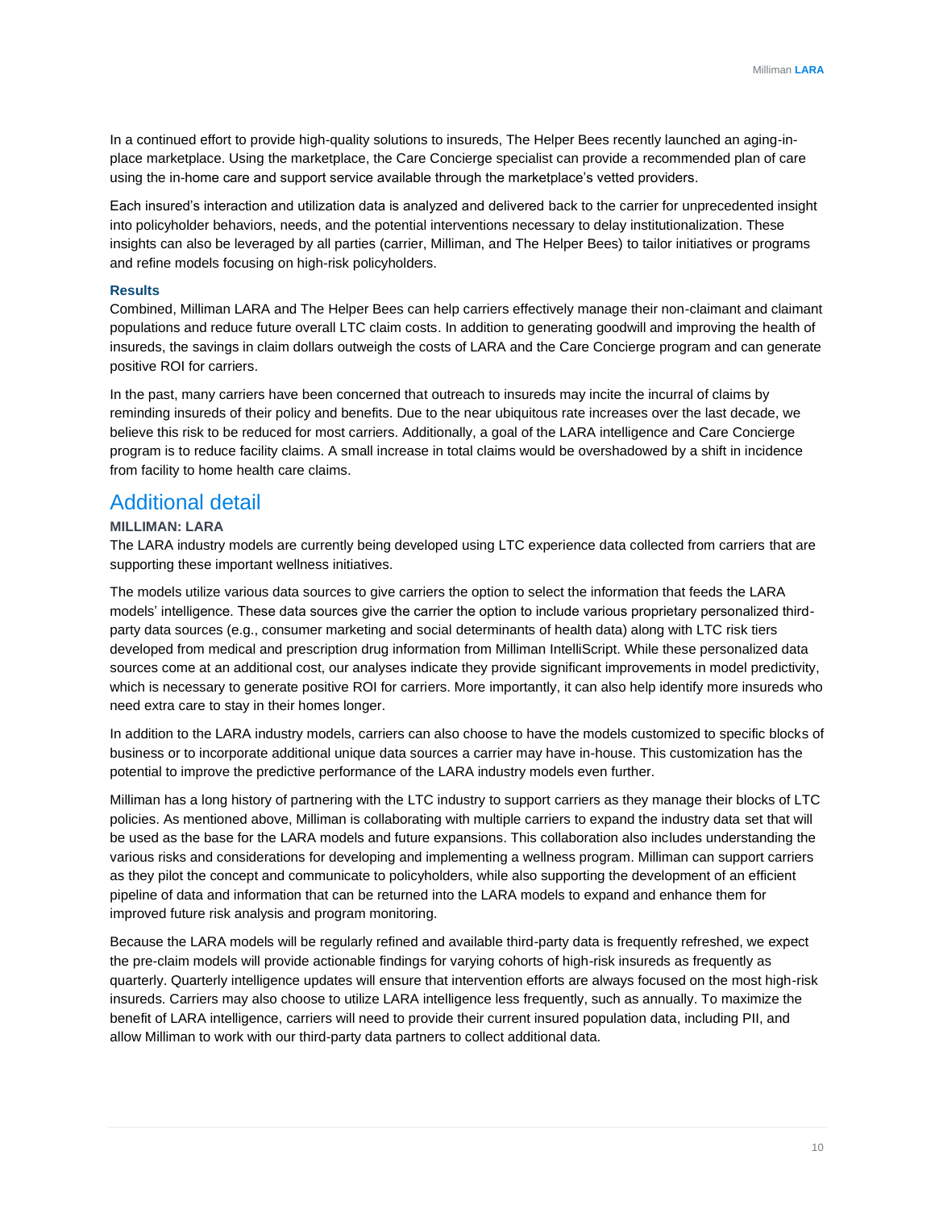In a continued effort to provide high-quality solutions to insureds, The Helper Bees recently launched an aging-in-place marketplace. Using the marketplace, the Care Concierge specialist can provide a recommended plan of care using the in-home care and support service available through the marketplace's vetted providers.

Each insured's interaction and utilization data is analyzed and delivered back to the carrier for unprecedented insight into policyholder behaviors, needs, and the potential interventions necessary to delay institutionalization. These insights can also be leveraged by all parties (carrier, Milliman, and The Helper Bees) to tailor initiatives or programs and refine models focusing on high-risk policyholders.

### Results

Combined, Milliman LARA and The Helper Bees can help carriers effectively manage their non-claimant and claimant populations and reduce future overall LTC claim costs. In addition to generating goodwill and improving the health of insureds, the savings in claim dollars outweigh the costs of LARA and the Care Concierge program and can generate positive ROI for carriers.

In the past, many carriers have been concerned that outreach to insureds may incite the incurral of claims by reminding insureds of their policy and benefits. Due to the near ubiquitous rate increases over the last decade, we believe this risk to be reduced for most carriers. Additionally, a goal of the LARA intelligence and Care Concierge program is to reduce facility claims. A small increase in total claims would be overshadowed by a shift in incidence from facility to home health care claims.

## Additional detail

**MILLIMAN: LARA**

The LARA industry models are currently being developed using LTC experience data collected from carriers that are supporting these important wellness initiatives.

The models utilize various data sources to give carriers the option to select the information that feeds the LARA models' intelligence. These data sources give the carrier the option to include various proprietary personalized third-party data sources (e.g., consumer marketing and social determinants of health data) along with LTC risk tiers developed from medical and prescription drug information from Milliman IntelliScript. While these personalized data sources come at an additional cost, our analyses indicate they provide significant improvements in model predictivity, which is necessary to generate positive ROI for carriers. More importantly, it can also help identify more insureds who need extra care to stay in their homes longer.

In addition to the LARA industry models, carriers can also choose to have the models customized to specific blocks of business or to incorporate additional unique data sources a carrier may have in-house. This customization has the potential to improve the predictive performance of the LARA industry models even further.

Milliman has a long history of partnering with the LTC industry to support carriers as they manage their blocks of LTC policies. As mentioned above, Milliman is collaborating with multiple carriers to expand the industry data set that will be used as the base for the LARA models and future expansions. This collaboration also includes understanding the various risks and considerations for developing and implementing a wellness program. Milliman can support carriers as they pilot the concept and communicate to policyholders, while also supporting the development of an efficient pipeline of data and information that can be returned into the LARA models to expand and enhance them for improved future risk analysis and program monitoring.

Because the LARA models will be regularly refined and available third-party data is frequently refreshed, we expect the pre-claim models will provide actionable findings for varying cohorts of high-risk insureds as frequently as quarterly. Quarterly intelligence updates will ensure that intervention efforts are always focused on the most high-risk insureds. Carriers may also choose to utilize LARA intelligence less frequently, such as annually. To maximize the benefit of LARA intelligence, carriers will need to provide their current insured population data, including PII, and allow Milliman to work with our third-party data partners to collect additional data.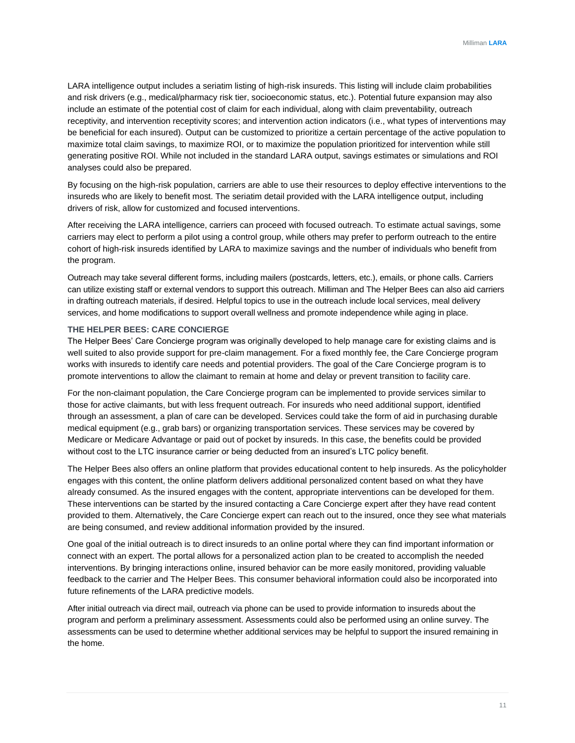LARA intelligence output includes a seriatim listing of high-risk insureds. This listing will include claim probabilities and risk drivers (e.g., medical/pharmacy risk tier, socioeconomic status, etc.). Potential future expansion may also include an estimate of the potential cost of claim for each individual, along with claim preventability, outreach receptivity, and intervention receptivity scores; and intervention action indicators (i.e., what types of interventions may be beneficial for each insured). Output can be customized to prioritize a certain percentage of the active population to maximize total claim savings, to maximize ROI, or to maximize the population prioritized for intervention while still generating positive ROI. While not included in the standard LARA output, savings estimates or simulations and ROI analyses could also be prepared.

By focusing on the high-risk population, carriers are able to use their resources to deploy effective interventions to the insureds who are likely to benefit most. The seriatim detail provided with the LARA intelligence output, including drivers of risk, allow for customized and focused interventions.

After receiving the LARA intelligence, carriers can proceed with focused outreach. To estimate actual savings, some carriers may elect to perform a pilot using a control group, while others may prefer to perform outreach to the entire cohort of high-risk insureds identified by LARA to maximize savings and the number of individuals who benefit from the program.

Outreach may take several different forms, including mailers (postcards, letters, etc.), emails, or phone calls. Carriers can utilize existing staff or external vendors to support this outreach. Milliman and The Helper Bees can also aid carriers in drafting outreach materials, if desired. Helpful topics to use in the outreach include local services, meal delivery services, and home modifications to support overall wellness and promote independence while aging in place.

### THE HELPER BEES: CARE CONCIERGE

The Helper Bees' Care Concierge program was originally developed to help manage care for existing claims and is well suited to also provide support for pre-claim management. For a fixed monthly fee, the Care Concierge program works with insureds to identify care needs and potential providers. The goal of the Care Concierge program is to promote interventions to allow the claimant to remain at home and delay or prevent transition to facility care.

For the non-claimant population, the Care Concierge program can be implemented to provide services similar to those for active claimants, but with less frequent outreach. For insureds who need additional support, identified through an assessment, a plan of care can be developed. Services could take the form of aid in purchasing durable medical equipment (e.g., grab bars) or organizing transportation services. These services may be covered by Medicare or Medicare Advantage or paid out of pocket by insureds. In this case, the benefits could be provided without cost to the LTC insurance carrier or being deducted from an insured's LTC policy benefit.

The Helper Bees also offers an online platform that provides educational content to help insureds. As the policyholder engages with this content, the online platform delivers additional personalized content based on what they have already consumed. As the insured engages with the content, appropriate interventions can be developed for them. These interventions can be started by the insured contacting a Care Concierge expert after they have read content provided to them. Alternatively, the Care Concierge expert can reach out to the insured, once they see what materials are being consumed, and review additional information provided by the insured.

One goal of the initial outreach is to direct insureds to an online portal where they can find important information or connect with an expert. The portal allows for a personalized action plan to be created to accomplish the needed interventions. By bringing interactions online, insured behavior can be more easily monitored, providing valuable feedback to the carrier and The Helper Bees. This consumer behavioral information could also be incorporated into future refinements of the LARA predictive models.

After initial outreach via direct mail, outreach via phone can be used to provide information to insureds about the program and perform a preliminary assessment. Assessments could also be performed using an online survey. The assessments can be used to determine whether additional services may be helpful to support the insured remaining in the home.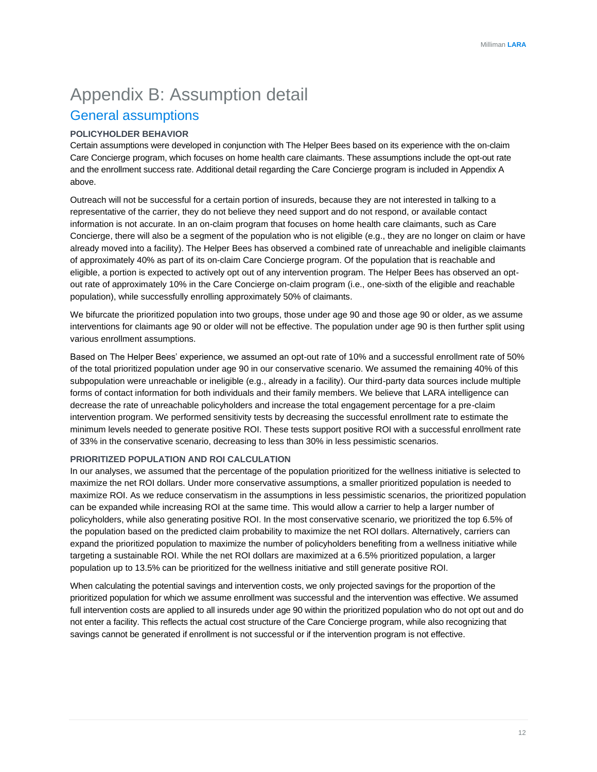# Appendix B: Assumption detail

## General assumptions

### POLICYHOLDER BEHAVIOR

Certain assumptions were developed in conjunction with The Helper Bees based on its experience with the on-claim Care Concierge program, which focuses on home health care claimants. These assumptions include the opt-out rate and the enrollment success rate. Additional detail regarding the Care Concierge program is included in Appendix A above.

Outreach will not be successful for a certain portion of insureds, because they are not interested in talking to a representative of the carrier, they do not believe they need support and do not respond, or available contact information is not accurate. In an on-claim program that focuses on home health care claimants, such as Care Concierge, there will also be a segment of the population who is not eligible (e.g., they are no longer on claim or have already moved into a facility). The Helper Bees has observed a combined rate of unreachable and ineligible claimants of approximately 40% as part of its on-claim Care Concierge program. Of the population that is reachable and eligible, a portion is expected to actively opt out of any intervention program. The Helper Bees has observed an opt-out rate of approximately 10% in the Care Concierge on-claim program (i.e., one-sixth of the eligible and reachable population), while successfully enrolling approximately 50% of claimants.

We bifurcate the prioritized population into two groups, those under age 90 and those age 90 or older, as we assume interventions for claimants age 90 or older will not be effective. The population under age 90 is then further split using various enrollment assumptions.

Based on The Helper Bees' experience, we assumed an opt-out rate of 10% and a successful enrollment rate of 50% of the total prioritized population under age 90 in our conservative scenario. We assumed the remaining 40% of this subpopulation were unreachable or ineligible (e.g., already in a facility). Our third-party data sources include multiple forms of contact information for both individuals and their family members. We believe that LARA intelligence can decrease the rate of unreachable policyholders and increase the total engagement percentage for a pre-claim intervention program. We performed sensitivity tests by decreasing the successful enrollment rate to estimate the minimum levels needed to generate positive ROI. These tests support positive ROI with a successful enrollment rate of 33% in the conservative scenario, decreasing to less than 30% in less pessimistic scenarios.

### PRIORITIZED POPULATION AND ROI CALCULATION

In our analyses, we assumed that the percentage of the population prioritized for the wellness initiative is selected to maximize the net ROI dollars. Under more conservative assumptions, a smaller prioritized population is needed to maximize ROI. As we reduce conservatism in the assumptions in less pessimistic scenarios, the prioritized population can be expanded while increasing ROI at the same time. This would allow a carrier to help a larger number of policyholders, while also generating positive ROI. In the most conservative scenario, we prioritized the top 6.5% of the population based on the predicted claim probability to maximize the net ROI dollars. Alternatively, carriers can expand the prioritized population to maximize the number of policyholders benefiting from a wellness initiative while targeting a sustainable ROI. While the net ROI dollars are maximized at a 6.5% prioritized population, a larger population up to 13.5% can be prioritized for the wellness initiative and still generate positive ROI.

When calculating the potential savings and intervention costs, we only projected savings for the proportion of the prioritized population for which we assume enrollment was successful and the intervention was effective. We assumed full intervention costs are applied to all insureds under age 90 within the prioritized population who do not opt out and do not enter a facility. This reflects the actual cost structure of the Care Concierge program, while also recognizing that savings cannot be generated if enrollment is not successful or if the intervention program is not effective.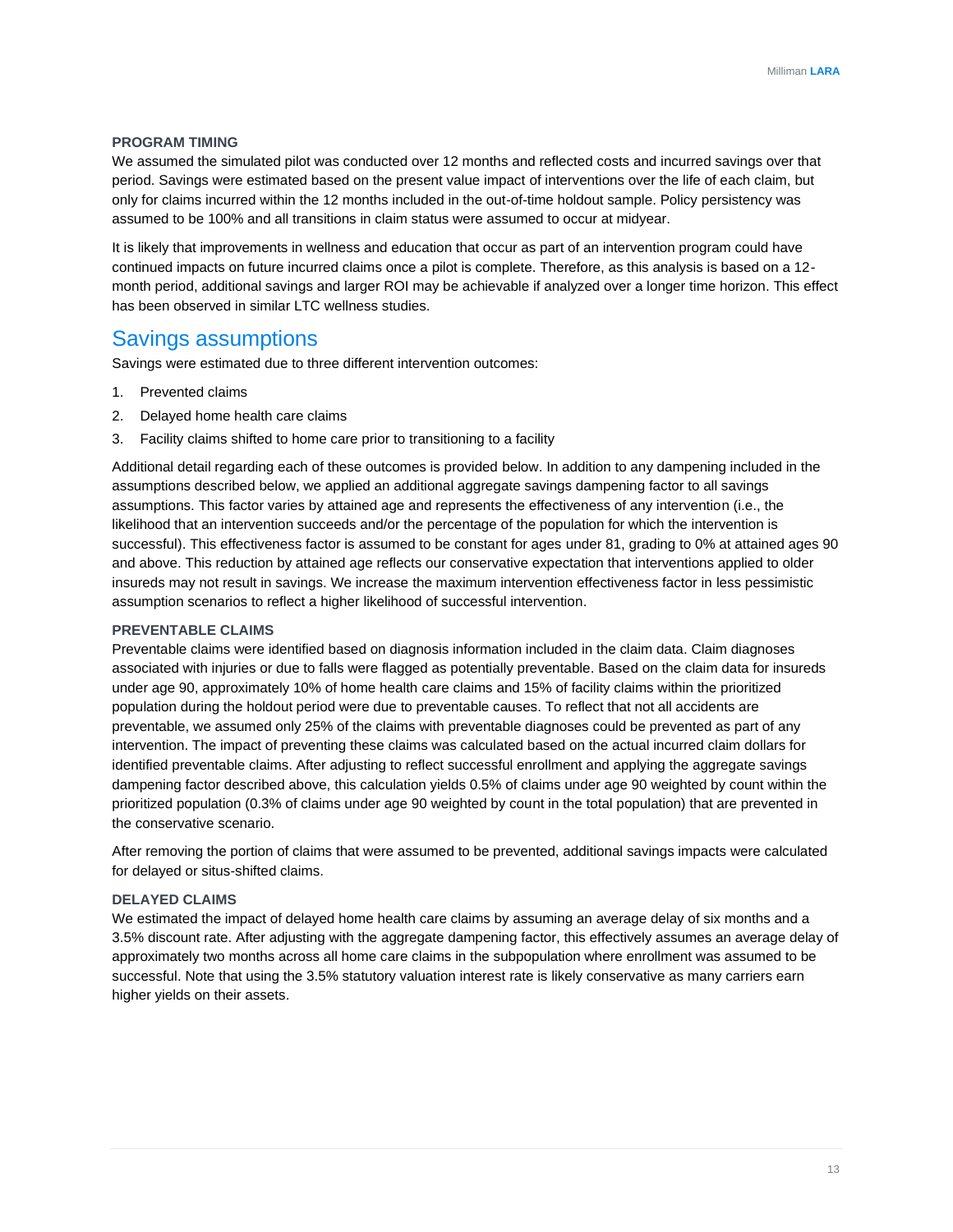#### PROGRAM TIMING

We assumed the simulated pilot was conducted over 12 months and reflected costs and incurred savings over that period. Savings were estimated based on the present value impact of interventions over the life of each claim, but only for claims incurred within the 12 months included in the out-of-time holdout sample. Policy persistency was assumed to be 100% and all transitions in claim status were assumed to occur at midyear.

It is likely that improvements in wellness and education that occur as part of an intervention program could have continued impacts on future incurred claims once a pilot is complete. Therefore, as this analysis is based on a 12-month period, additional savings and larger ROI may be achievable if analyzed over a longer time horizon. This effect has been observed in similar LTC wellness studies.

## Savings assumptions

Savings were estimated due to three different intervention outcomes:

1. Prevented claims
2. Delayed home health care claims
3. Facility claims shifted to home care prior to transitioning to a facility

Additional detail regarding each of these outcomes is provided below. In addition to any dampening included in the assumptions described below, we applied an additional aggregate savings dampening factor to all savings assumptions. This factor varies by attained age and represents the effectiveness of any intervention (i.e., the likelihood that an intervention succeeds and/or the percentage of the population for which the intervention is successful). This effectiveness factor is assumed to be constant for ages under 81, grading to 0% at attained ages 90 and above. This reduction by attained age reflects our conservative expectation that interventions applied to older insureds may not result in savings. We increase the maximum intervention effectiveness factor in less pessimistic assumption scenarios to reflect a higher likelihood of successful intervention.

#### PREVENTABLE CLAIMS

Preventable claims were identified based on diagnosis information included in the claim data. Claim diagnoses associated with injuries or due to falls were flagged as potentially preventable. Based on the claim data for insureds under age 90, approximately 10% of home health care claims and 15% of facility claims within the prioritized population during the holdout period were due to preventable causes. To reflect that not all accidents are preventable, we assumed only 25% of the claims with preventable diagnoses could be prevented as part of any intervention. The impact of preventing these claims was calculated based on the actual incurred claim dollars for identified preventable claims. After adjusting to reflect successful enrollment and applying the aggregate savings dampening factor described above, this calculation yields 0.5% of claims under age 90 weighted by count within the prioritized population (0.3% of claims under age 90 weighted by count in the total population) that are prevented in the conservative scenario.

After removing the portion of claims that were assumed to be prevented, additional savings impacts were calculated for delayed or situs-shifted claims.

#### DELAYED CLAIMS

We estimated the impact of delayed home health care claims by assuming an average delay of six months and a 3.5% discount rate. After adjusting with the aggregate dampening factor, this effectively assumes an average delay of approximately two months across all home care claims in the subpopulation where enrollment was assumed to be successful. Note that using the 3.5% statutory valuation interest rate is likely conservative as many carriers earn higher yields on their assets.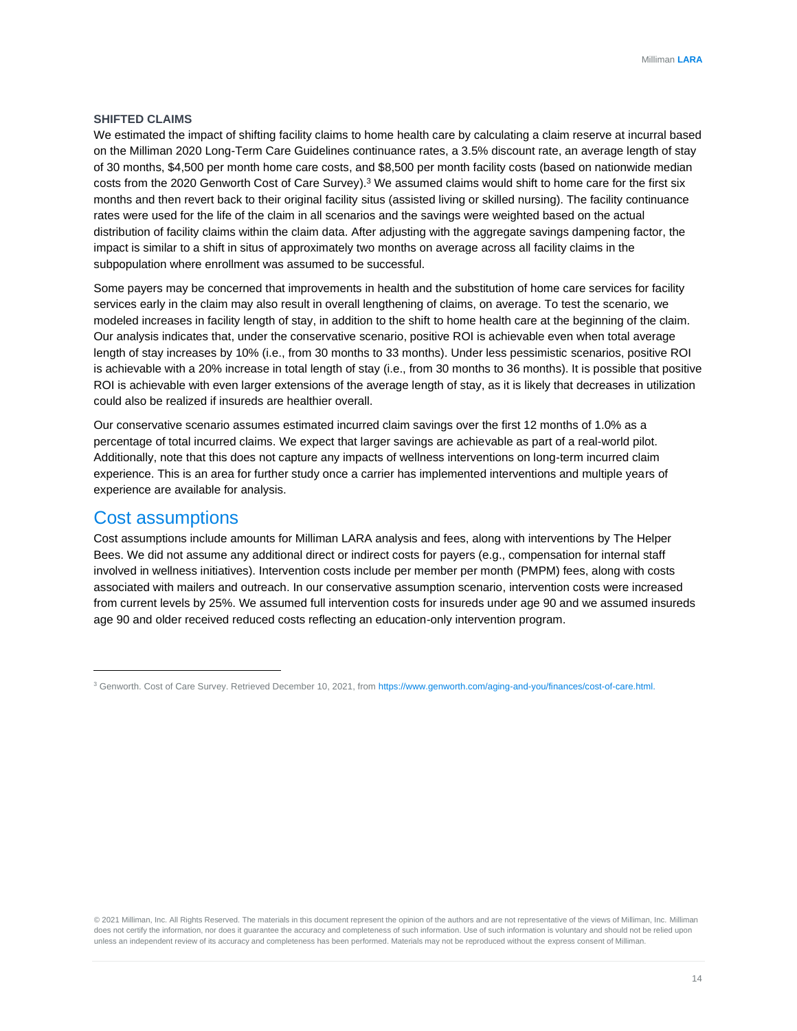### SHIFTED CLAIMS

We estimated the impact of shifting facility claims to home health care by calculating a claim reserve at incurral based on the Milliman 2020 Long-Term Care Guidelines continuance rates, a 3.5% discount rate, an average length of stay of 30 months, $4,500 per month home care costs, and $8,500 per month facility costs (based on nationwide median costs from the 2020 Genworth Cost of Care Survey).[3] We assumed claims would shift to home care for the first six months and then revert back to their original facility situs (assisted living or skilled nursing). The facility continuance rates were used for the life of the claim in all scenarios and the savings were weighted based on the actual distribution of facility claims within the claim data. After adjusting with the aggregate savings dampening factor, the impact is similar to a shift in situs of approximately two months on average across all facility claims in the subpopulation where enrollment was assumed to be successful.

Some payers may be concerned that improvements in health and the substitution of home care services for facility services early in the claim may also result in overall lengthening of claims, on average. To test the scenario, we modeled increases in facility length of stay, in addition to the shift to home health care at the beginning of the claim. Our analysis indicates that, under the conservative scenario, positive ROI is achievable even when total average length of stay increases by 10% (i.e., from 30 months to 33 months). Under less pessimistic scenarios, positive ROI is achievable with a 20% increase in total length of stay (i.e., from 30 months to 36 months). It is possible that positive ROI is achievable with even larger extensions of the average length of stay, as it is likely that decreases in utilization could also be realized if insureds are healthier overall.

Our conservative scenario assumes estimated incurred claim savings over the first 12 months of 1.0% as a percentage of total incurred claims. We expect that larger savings are achievable as part of a real-world pilot. Additionally, note that this does not capture any impacts of wellness interventions on long-term incurred claim experience. This is an area for further study once a carrier has implemented interventions and multiple years of experience are available for analysis.

## Cost assumptions

Cost assumptions include amounts for Milliman LARA analysis and fees, along with interventions by The Helper Bees. We did not assume any additional direct or indirect costs for payers (e.g., compensation for internal staff involved in wellness initiatives). Intervention costs include per member per month (PMPM) fees, along with costs associated with mailers and outreach. In our conservative assumption scenario, intervention costs were increased from current levels by 25%. We assumed full intervention costs for insureds under age 90 and we assumed insureds age 90 and older received reduced costs reflecting an education-only intervention program.

---

[3] Genworth. Cost of Care Survey. Retrieved December 10, 2021, from https://www.genworth.com/aging-and-you/finances/cost-of-care.html.

© 2021 Milliman, Inc. All Rights Reserved. The materials in this document represent the opinion of the authors and are not representative of the views of Milliman, Inc. Milliman does not certify the information, nor does it guarantee the accuracy and completeness of such information. Use of such information is voluntary and should not be relied upon unless an independent review of its accuracy and completeness has been performed. Materials may not be reproduced without the express consent of Milliman.